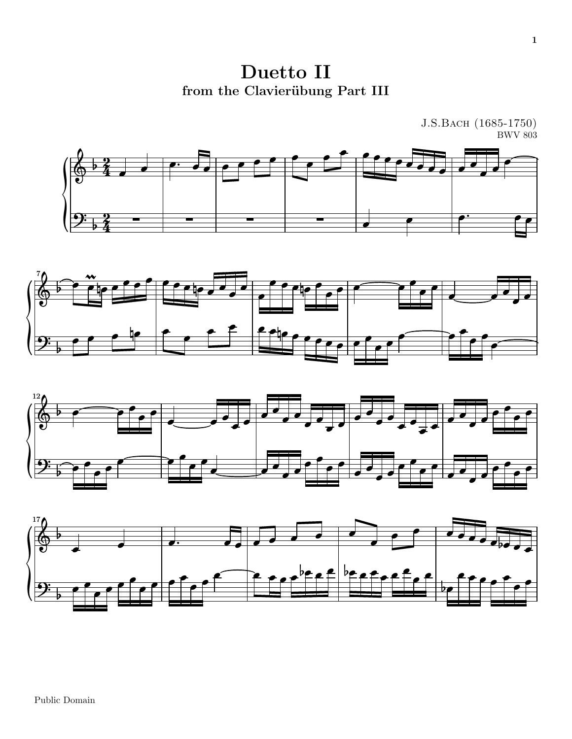# Duetto II

## from the Clavierübung Part III

J.S.Bach (1685-1750)
BWV 803

Public Domain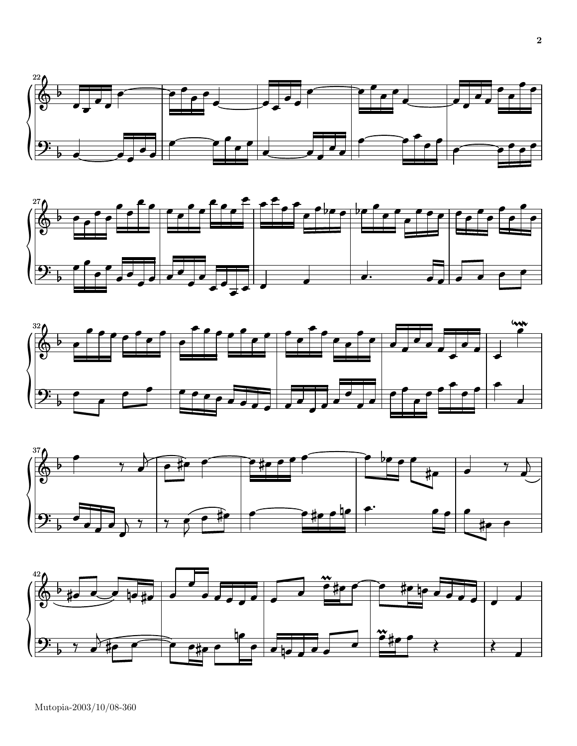Mutopia-2003/10/08-360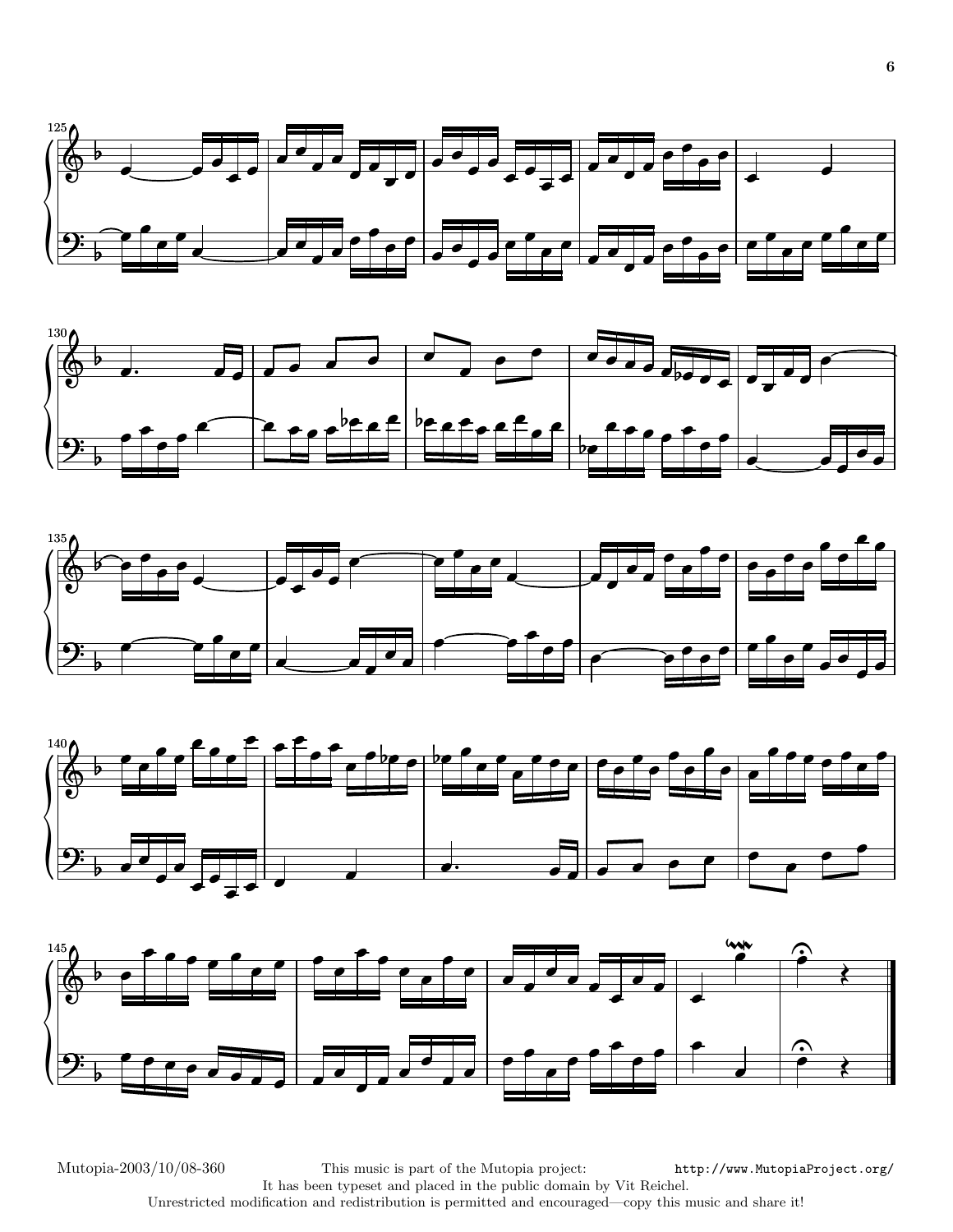Mutopia-2003/10/08-360 This music is part of the Mutopia project: http://www.MutopiaProject.org/
It has been typeset and placed in the public domain by Vit Reichel.
Unrestricted modification and redistribution is permitted and encouraged—copy this music and share it!